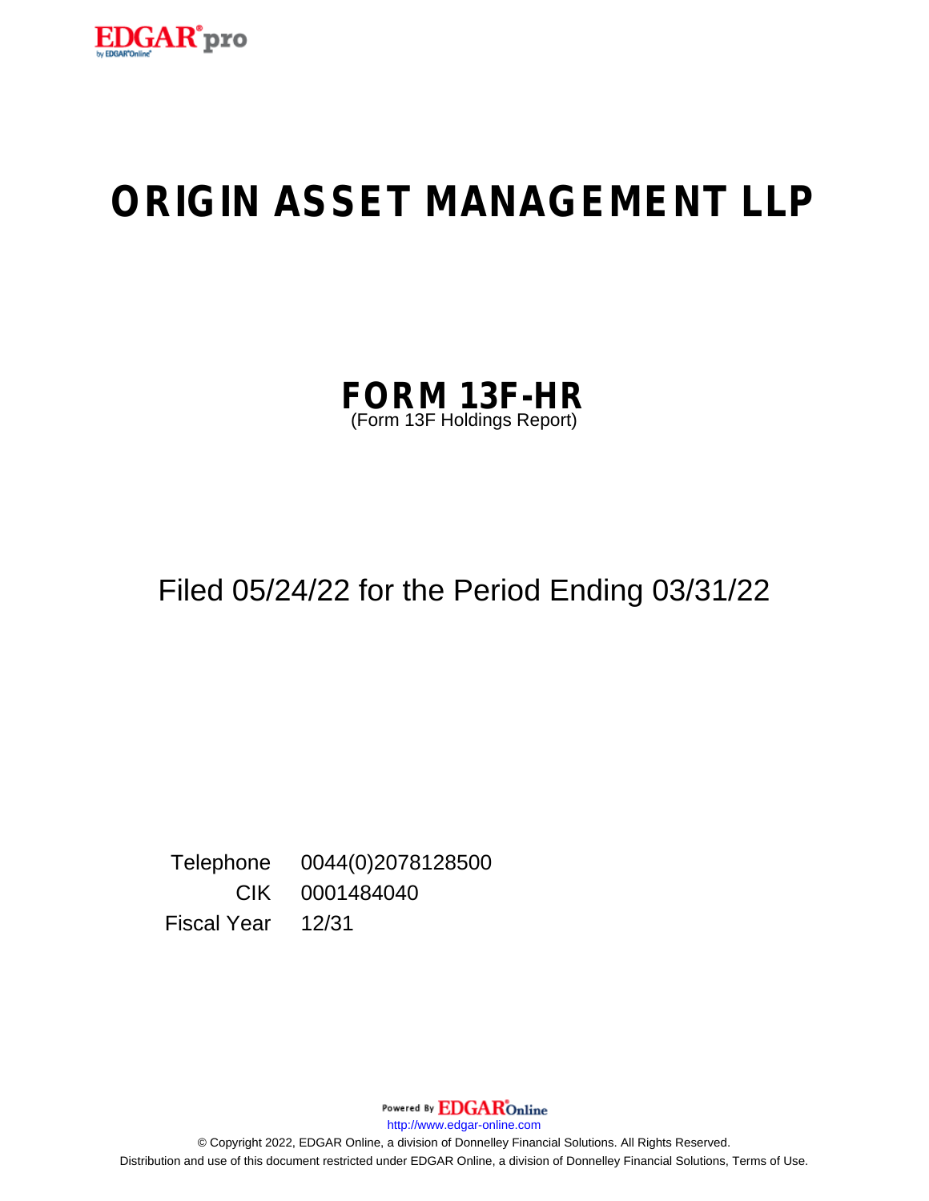# ORIGIN ASSET MANAGEMENT LLP

## FORM 13F-HR

(Form 13F Holdings Report)

Filed 05/24/22 for the Period Ending 03/31/22

| | |
|---|---|
| Telephone | 0044(0)2078128500 |
| CIK | 0001484040 |
| Fiscal Year | 12/31 |

Powered By EDGAR Online

http://www.edgar-online.com

© Copyright 2022, EDGAR Online, a division of Donnelley Financial Solutions. All Rights Reserved.
Distribution and use of this document restricted under EDGAR Online, a division of Donnelley Financial Solutions, Terms of Use.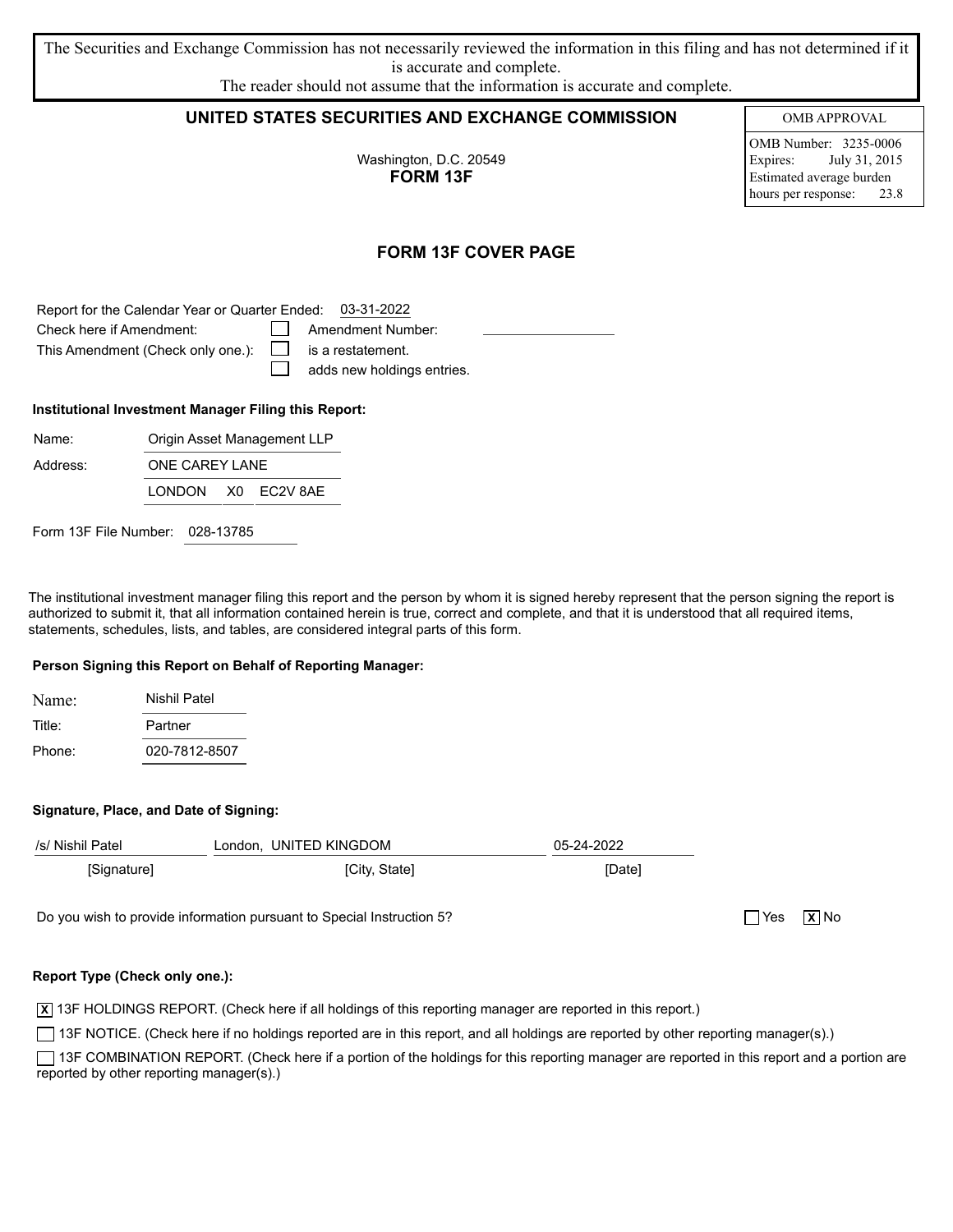The Securities and Exchange Commission has not necessarily reviewed the information in this filing and has not determined if it is accurate and complete.
The reader should not assume that the information is accurate and complete.

## UNITED STATES SECURITIES AND EXCHANGE COMMISSION

| OMB APPROVAL | |
|---|---|
| OMB Number: | 3235-0006 |
| Expires: | July 31, 2015 |
| Estimated average burden | |
| hours per response: | 23.8 |

Washington, D.C. 20549
**FORM 13F**

## FORM 13F COVER PAGE

Report for the Calendar Year or Quarter Ended: 03-31-2022

Check here if Amendment: ☐ Amendment Number:

This Amendment (Check only one.): ☐ is a restatement.
☐ adds new holdings entries.

**Institutional Investment Manager Filing this Report:**

| | |
|---|---|
| Name: | Origin Asset Management LLP |
| Address: | ONE CAREY LANE |
| | LONDON X0 EC2V 8AE |

Form 13F File Number: 028-13785

The institutional investment manager filing this report and the person by whom it is signed hereby represent that the person signing the report is authorized to submit it, that all information contained herein is true, correct and complete, and that it is understood that all required items, statements, schedules, lists, and tables, are considered integral parts of this form.

**Person Signing this Report on Behalf of Reporting Manager:**

| | |
|---|---|
| Name: | Nishil Patel |
| Title: | Partner |
| Phone: | 020-7812-8507 |

**Signature, Place, and Date of Signing:**

| /s/ Nishil Patel | London, UNITED KINGDOM | 05-24-2022 |
|---|---|---|
| [Signature] | [City, State] | [Date] |

Do you wish to provide information pursuant to Special Instruction 5? ☐ Yes ☒ No

**Report Type (Check only one.):**

☒ 13F HOLDINGS REPORT. (Check here if all holdings of this reporting manager are reported in this report.)

☐ 13F NOTICE. (Check here if no holdings reported are in this report, and all holdings are reported by other reporting manager(s).)

☐ 13F COMBINATION REPORT. (Check here if a portion of the holdings for this reporting manager are reported in this report and a portion are reported by other reporting manager(s).)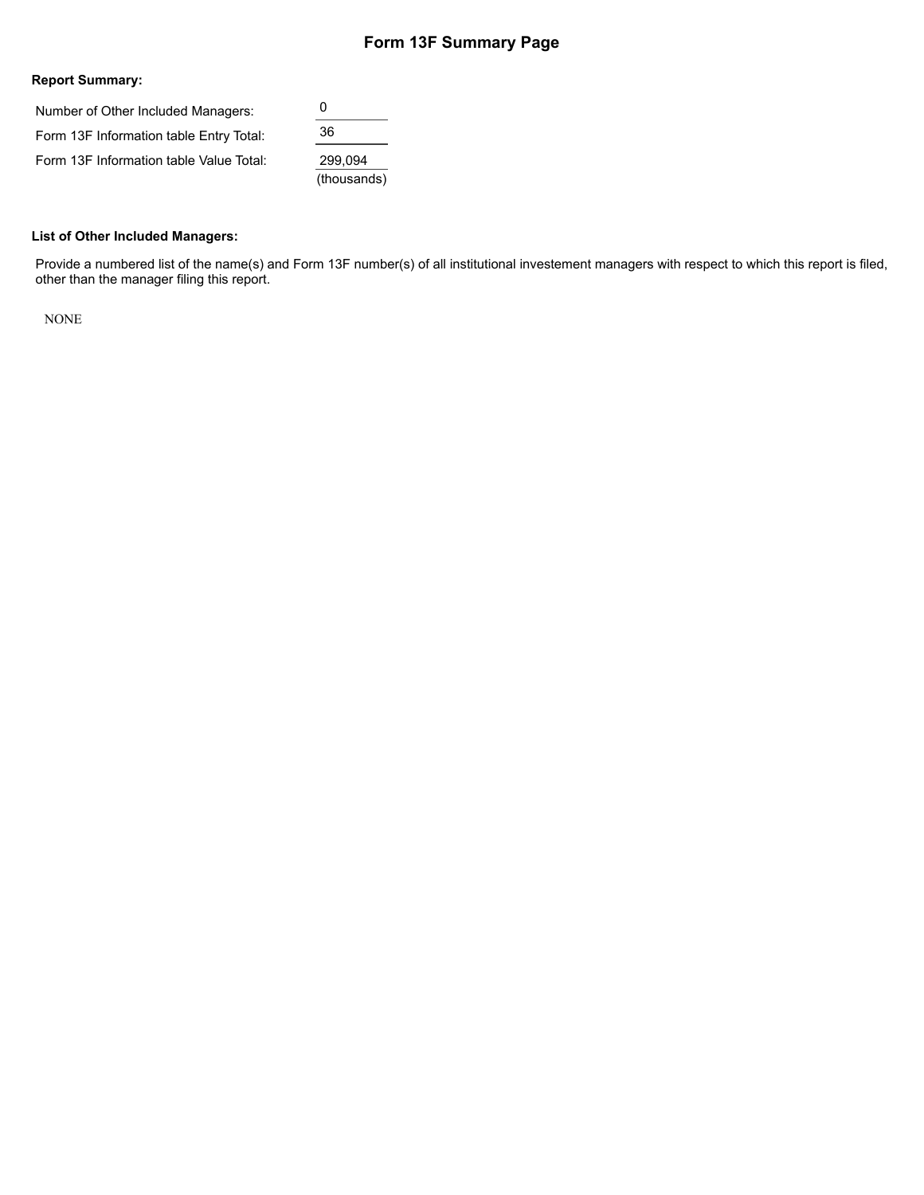# Form 13F Summary Page

**Report Summary:**

| | |
|---|---|
| Number of Other Included Managers: | 0 |
| Form 13F Information table Entry Total: | 36 |
| Form 13F Information table Value Total: | 299,094 (thousands) |

**List of Other Included Managers:**

Provide a numbered list of the name(s) and Form 13F number(s) of all institutional investement managers with respect to which this report is filed, other than the manager filing this report.

NONE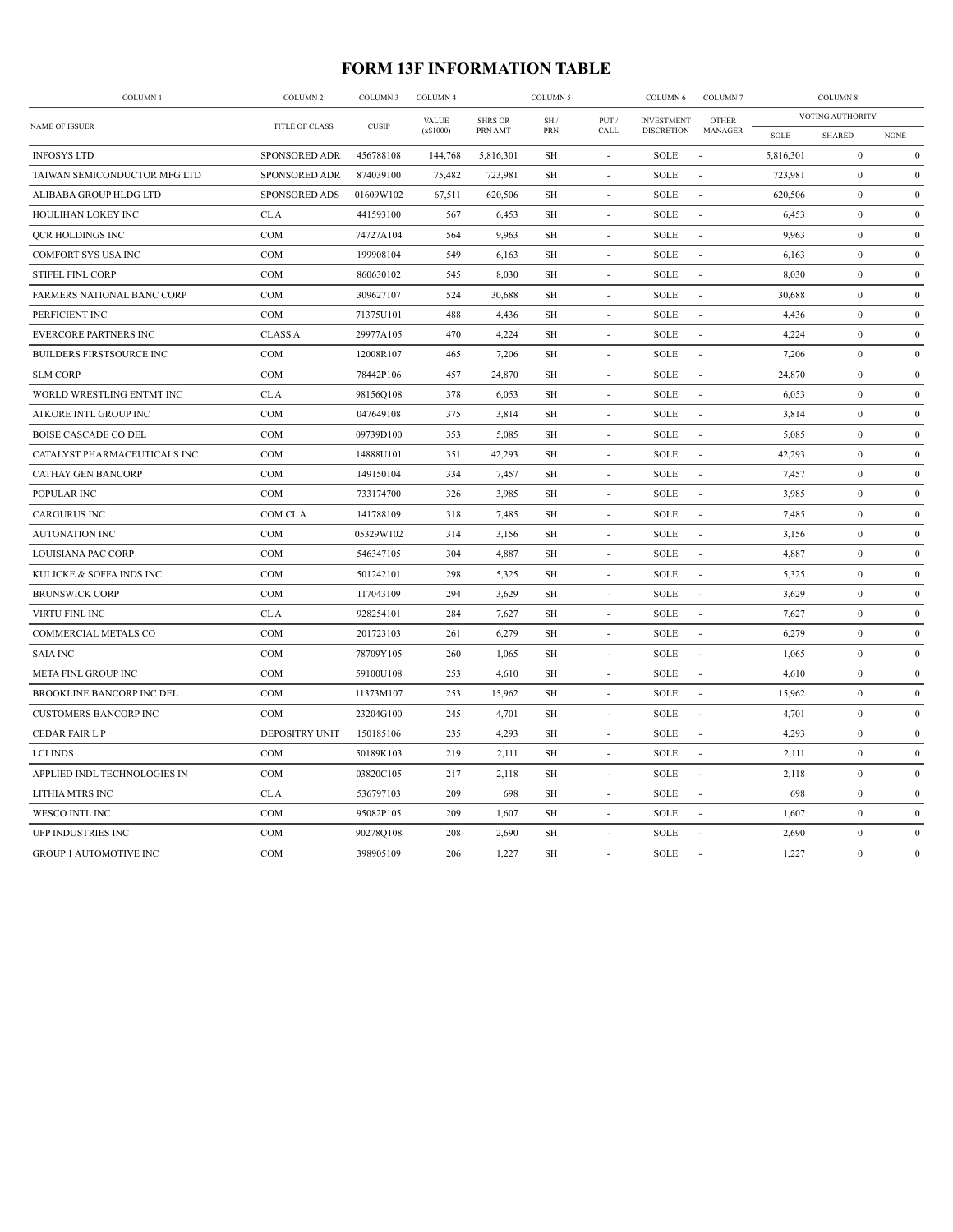# FORM 13F INFORMATION TABLE

| COLUMN 1 | COLUMN 2 | COLUMN 3 | COLUMN 4 | COLUMN 5 | | | COLUMN 6 | COLUMN 7 | COLUMN 8 | | |
|---|---|---|---|---|---|---|---|---|---|---|---|
| NAME OF ISSUER | TITLE OF CLASS | CUSIP | VALUE (x$1000) | SHRS OR PRN AMT | SH / PRN | PUT / CALL | INVESTMENT DISCRETION | OTHER MANAGER | VOTING AUTHORITY | | |
| | | | | | | | | | SOLE | SHARED | NONE |
| INFOSYS LTD | SPONSORED ADR | 456788108 | 144,768 | 5,816,301 | SH | - | SOLE | - | 5,816,301 | 0 | 0 |
| TAIWAN SEMICONDUCTOR MFG LTD | SPONSORED ADR | 874039100 | 75,482 | 723,981 | SH | - | SOLE | - | 723,981 | 0 | 0 |
| ALIBABA GROUP HLDG LTD | SPONSORED ADS | 01609W102 | 67,511 | 620,506 | SH | - | SOLE | - | 620,506 | 0 | 0 |
| HOULIHAN LOKEY INC | CL A | 441593100 | 567 | 6,453 | SH | - | SOLE | - | 6,453 | 0 | 0 |
| QCR HOLDINGS INC | COM | 74727A104 | 564 | 9,963 | SH | - | SOLE | - | 9,963 | 0 | 0 |
| COMFORT SYS USA INC | COM | 199908104 | 549 | 6,163 | SH | - | SOLE | - | 6,163 | 0 | 0 |
| STIFEL FINL CORP | COM | 860630102 | 545 | 8,030 | SH | - | SOLE | - | 8,030 | 0 | 0 |
| FARMERS NATIONAL BANC CORP | COM | 309627107 | 524 | 30,688 | SH | - | SOLE | - | 30,688 | 0 | 0 |
| PERFICIENT INC | COM | 71375U101 | 488 | 4,436 | SH | - | SOLE | - | 4,436 | 0 | 0 |
| EVERCORE PARTNERS INC | CLASS A | 29977A105 | 470 | 4,224 | SH | - | SOLE | - | 4,224 | 0 | 0 |
| BUILDERS FIRSTSOURCE INC | COM | 12008R107 | 465 | 7,206 | SH | - | SOLE | - | 7,206 | 0 | 0 |
| SLM CORP | COM | 78442P106 | 457 | 24,870 | SH | - | SOLE | - | 24,870 | 0 | 0 |
| WORLD WRESTLING ENTMT INC | CL A | 98156Q108 | 378 | 6,053 | SH | - | SOLE | - | 6,053 | 0 | 0 |
| ATKORE INTL GROUP INC | COM | 047649108 | 375 | 3,814 | SH | - | SOLE | - | 3,814 | 0 | 0 |
| BOISE CASCADE CO DEL | COM | 09739D100 | 353 | 5,085 | SH | - | SOLE | - | 5,085 | 0 | 0 |
| CATALYST PHARMACEUTICALS INC | COM | 14888U101 | 351 | 42,293 | SH | - | SOLE | - | 42,293 | 0 | 0 |
| CATHAY GEN BANCORP | COM | 149150104 | 334 | 7,457 | SH | - | SOLE | - | 7,457 | 0 | 0 |
| POPULAR INC | COM | 733174700 | 326 | 3,985 | SH | - | SOLE | - | 3,985 | 0 | 0 |
| CARGURUS INC | COM CL A | 141788109 | 318 | 7,485 | SH | - | SOLE | - | 7,485 | 0 | 0 |
| AUTONATION INC | COM | 05329W102 | 314 | 3,156 | SH | - | SOLE | - | 3,156 | 0 | 0 |
| LOUISIANA PAC CORP | COM | 546347105 | 304 | 4,887 | SH | - | SOLE | - | 4,887 | 0 | 0 |
| KULICKE & SOFFA INDS INC | COM | 501242101 | 298 | 5,325 | SH | - | SOLE | - | 5,325 | 0 | 0 |
| BRUNSWICK CORP | COM | 117043109 | 294 | 3,629 | SH | - | SOLE | - | 3,629 | 0 | 0 |
| VIRTU FINL INC | CL A | 928254101 | 284 | 7,627 | SH | - | SOLE | - | 7,627 | 0 | 0 |
| COMMERCIAL METALS CO | COM | 201723103 | 261 | 6,279 | SH | - | SOLE | - | 6,279 | 0 | 0 |
| SAIA INC | COM | 78709Y105 | 260 | 1,065 | SH | - | SOLE | - | 1,065 | 0 | 0 |
| META FINL GROUP INC | COM | 59100U108 | 253 | 4,610 | SH | - | SOLE | - | 4,610 | 0 | 0 |
| BROOKLINE BANCORP INC DEL | COM | 11373M107 | 253 | 15,962 | SH | - | SOLE | - | 15,962 | 0 | 0 |
| CUSTOMERS BANCORP INC | COM | 23204G100 | 245 | 4,701 | SH | - | SOLE | - | 4,701 | 0 | 0 |
| CEDAR FAIR L P | DEPOSITRY UNIT | 150185106 | 235 | 4,293 | SH | - | SOLE | - | 4,293 | 0 | 0 |
| LCI INDS | COM | 50189K103 | 219 | 2,111 | SH | - | SOLE | - | 2,111 | 0 | 0 |
| APPLIED INDL TECHNOLOGIES IN | COM | 03820C105 | 217 | 2,118 | SH | - | SOLE | - | 2,118 | 0 | 0 |
| LITHIA MTRS INC | CL A | 536797103 | 209 | 698 | SH | - | SOLE | - | 698 | 0 | 0 |
| WESCO INTL INC | COM | 95082P105 | 209 | 1,607 | SH | - | SOLE | - | 1,607 | 0 | 0 |
| UFP INDUSTRIES INC | COM | 90278Q108 | 208 | 2,690 | SH | - | SOLE | - | 2,690 | 0 | 0 |
| GROUP 1 AUTOMOTIVE INC | COM | 398905109 | 206 | 1,227 | SH | - | SOLE | - | 1,227 | 0 | 0 |